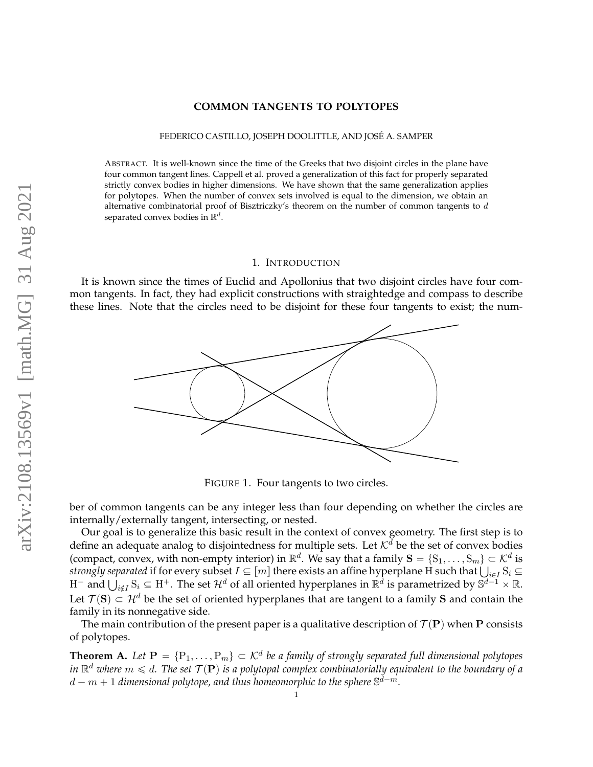# COMMON TANGENTS TO POLYTOPES

FEDERICO CASTILLO, JOSEPH DOOLITTLE, AND JOSÉ A. SAMPER

ABSTRACT. It is well-known since the time of the Greeks that two disjoint circles in the plane have four common tangent lines. Cappell et al. proved a generalization of this fact for properly separated strictly convex bodies in higher dimensions. We have shown that the same generalization applies for polytopes. When the number of convex sets involved is equal to the dimension, we obtain an alternative combinatorial proof of Bisztriczky's theorem on the number of common tangents to $d$ separated convex bodies in $\mathbb{R}^d$.

## 1. INTRODUCTION

It is known since the times of Euclid and Apollonius that two disjoint circles have four common tangents. In fact, they had explicit constructions with straightedge and compass to describe these lines. Note that the circles need to be disjoint for these four tangents to exist; the number of common tangents can be any integer less than four depending on whether the circles are internally/externally tangent, intersecting, or nested.

FIGURE 1. Four tangents to two circles.

Our goal is to generalize this basic result in the context of convex geometry. The first step is to define an adequate analog to disjointedness for multiple sets. Let $\mathcal{K}^d$ be the set of convex bodies (compact, convex, with non-empty interior) in $\mathbb{R}^d$. We say that a family $\mathbf{S} = \{\mathrm{S}_1, \ldots, \mathrm{S}_m\} \subset \mathcal{K}^d$ is *strongly separated* if for every subset $I \subseteq [m]$ there exists an affine hyperplane H such that $\bigcup_{i \in I} \mathrm{S}_i \subseteq \mathrm{H}^-$ and $\bigcup_{i \notin I} \mathrm{S}_i \subseteq \mathrm{H}^+$. The set $\mathcal{H}^d$ of all oriented hyperplanes in $\mathbb{R}^d$ is parametrized by $\mathbb{S}^{d-1} \times \mathbb{R}$. Let $\mathcal{T}(\mathbf{S}) \subset \mathcal{H}^d$ be the set of oriented hyperplanes that are tangent to a family $\mathbf{S}$ and contain the family in its nonnegative side.

The main contribution of the present paper is a qualitative description of $\mathcal{T}(\mathbf{P})$ when $\mathbf{P}$ consists of polytopes.

**Theorem A.** *Let $\mathbf{P} = \{\mathrm{P}_1, \ldots, \mathrm{P}_m\} \subset \mathcal{K}^d$ be a family of strongly separated full dimensional polytopes in $\mathbb{R}^d$ where $m \leqslant d$. The set $\mathcal{T}(\mathbf{P})$ is a polytopal complex combinatorially equivalent to the boundary of a $d - m + 1$ dimensional polytope, and thus homeomorphic to the sphere $\mathbb{S}^{d-m}$.*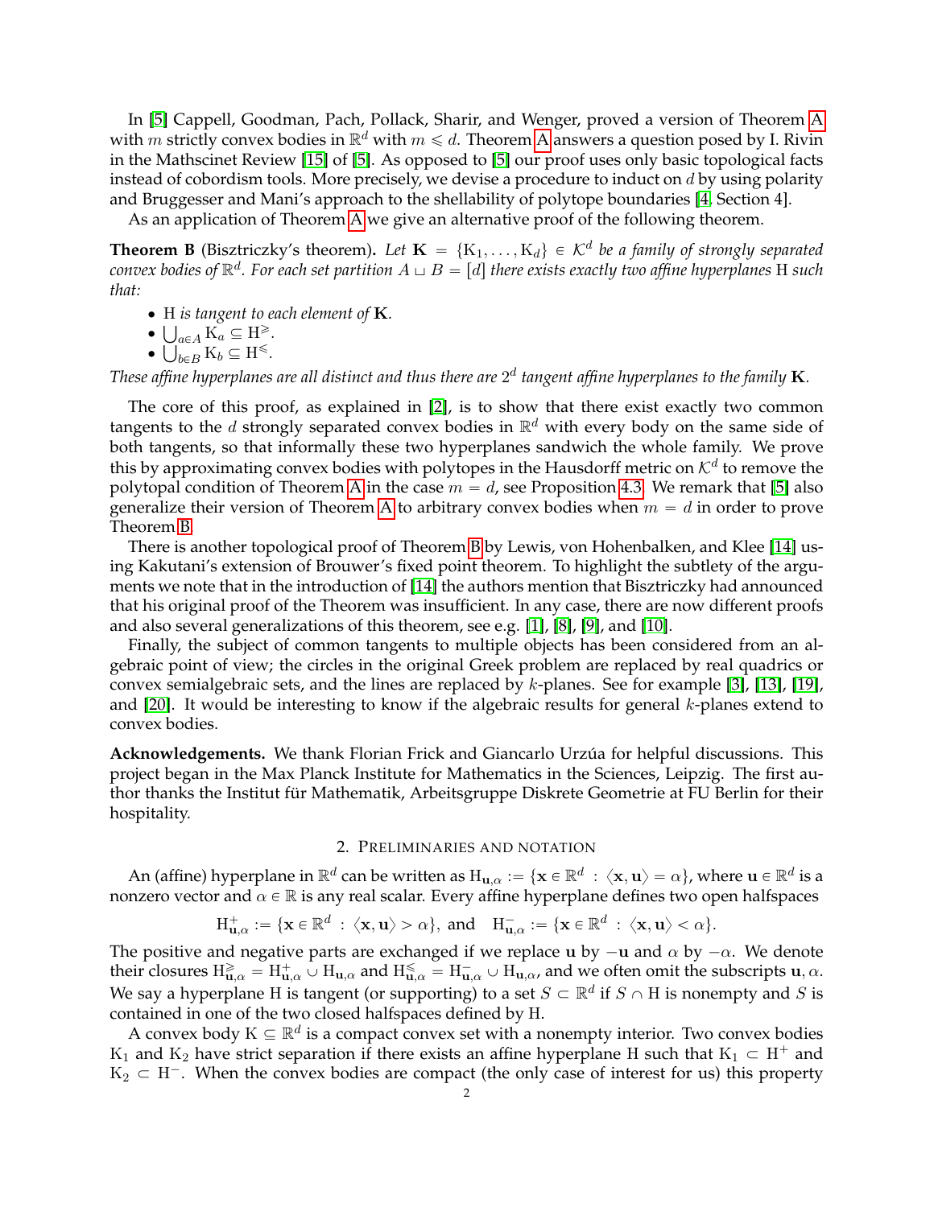In [5] Cappell, Goodman, Pach, Pollack, Sharir, and Wenger, proved a version of Theorem A with $m$ strictly convex bodies in $\mathbb{R}^d$ with $m \leqslant d$. Theorem A answers a question posed by I. Rivin in the Mathscinet Review [15] of [5]. As opposed to [5] our proof uses only basic topological facts instead of cobordism tools. More precisely, we devise a procedure to induct on $d$ by using polarity and Bruggesser and Mani's approach to the shellability of polytope boundaries [4, Section 4].

As an application of Theorem A we give an alternative proof of the following theorem.

**Theorem B** (Bisztriczky's theorem)**.** *Let $\mathbf{K} = \{\mathrm{K}_1, \ldots, \mathrm{K}_d\} \in \mathcal{K}^d$ be a family of strongly separated convex bodies of $\mathbb{R}^d$. For each set partition $A \sqcup B = [d]$ there exists exactly two affine hyperplanes $\mathrm{H}$ such that:*

- *$\mathrm{H}$ is tangent to each element of $\mathbf{K}$.*
- *$\bigcup_{a \in A} \mathrm{K}_a \subseteq \mathrm{H}^{\geqslant}$.*
- *$\bigcup_{b \in B} \mathrm{K}_b \subseteq \mathrm{H}^{\leqslant}$.*

*These affine hyperplanes are all distinct and thus there are $2^d$ tangent affine hyperplanes to the family $\mathbf{K}$.*

The core of this proof, as explained in [2], is to show that there exist exactly two common tangents to the $d$ strongly separated convex bodies in $\mathbb{R}^d$ with every body on the same side of both tangents, so that informally these two hyperplanes sandwich the whole family. We prove this by approximating convex bodies with polytopes in the Hausdorff metric on $\mathcal{K}^d$ to remove the polytopal condition of Theorem A in the case $m = d$, see Proposition 4.3. We remark that [5] also generalize their version of Theorem A to arbitrary convex bodies when $m = d$ in order to prove Theorem B.

There is another topological proof of Theorem B by Lewis, von Hohenbalken, and Klee [14] using Kakutani's extension of Brouwer's fixed point theorem. To highlight the subtlety of the arguments we note that in the introduction of [14] the authors mention that Bisztriczky had announced that his original proof of the Theorem was insufficient. In any case, there are now different proofs and also several generalizations of this theorem, see e.g. [1], [8], [9], and [10].

Finally, the subject of common tangents to multiple objects has been considered from an algebraic point of view; the circles in the original Greek problem are replaced by real quadrics or convex semialgebraic sets, and the lines are replaced by $k$-planes. See for example [3], [13], [19], and [20]. It would be interesting to know if the algebraic results for general $k$-planes extend to convex bodies.

**Acknowledgements.** We thank Florian Frick and Giancarlo Urzúa for helpful discussions. This project began in the Max Planck Institute for Mathematics in the Sciences, Leipzig. The first author thanks the Institut für Mathematik, Arbeitsgruppe Diskrete Geometrie at FU Berlin for their hospitality.

## 2. Preliminaries and notation

An (affine) hyperplane in $\mathbb{R}^d$ can be written as $\mathrm{H}_{\mathbf{u},\alpha} := \{\mathbf{x} \in \mathbb{R}^d \,:\, \langle \mathbf{x}, \mathbf{u} \rangle = \alpha\}$, where $\mathbf{u} \in \mathbb{R}^d$ is a nonzero vector and $\alpha \in \mathbb{R}$ is any real scalar. Every affine hyperplane defines two open halfspaces

$$\mathrm{H}^{+}_{\mathbf{u},\alpha} := \{\mathbf{x} \in \mathbb{R}^d \,:\, \langle \mathbf{x}, \mathbf{u} \rangle > \alpha\}, \text{ and } \quad \mathrm{H}^{-}_{\mathbf{u},\alpha} := \{\mathbf{x} \in \mathbb{R}^d \,:\, \langle \mathbf{x}, \mathbf{u} \rangle < \alpha\}.$$

The positive and negative parts are exchanged if we replace $\mathbf{u}$ by $-\mathbf{u}$ and $\alpha$ by $-\alpha$. We denote their closures $\mathrm{H}^{\geqslant}_{\mathbf{u},\alpha} = \mathrm{H}^{+}_{\mathbf{u},\alpha} \cup \mathrm{H}_{\mathbf{u},\alpha}$ and $\mathrm{H}^{\leqslant}_{\mathbf{u},\alpha} = \mathrm{H}^{-}_{\mathbf{u},\alpha} \cup \mathrm{H}_{\mathbf{u},\alpha}$, and we often omit the subscripts $\mathbf{u}, \alpha$. We say a hyperplane $\mathrm{H}$ is tangent (or supporting) to a set $S \subset \mathbb{R}^d$ if $S \cap \mathrm{H}$ is nonempty and $S$ is contained in one of the two closed halfspaces defined by $\mathrm{H}$.

A convex body $\mathrm{K} \subseteq \mathbb{R}^d$ is a compact convex set with a nonempty interior. Two convex bodies $\mathrm{K}_1$ and $\mathrm{K}_2$ have strict separation if there exists an affine hyperplane $\mathrm{H}$ such that $\mathrm{K}_1 \subset \mathrm{H}^+$ and $\mathrm{K}_2 \subset \mathrm{H}^-$. When the convex bodies are compact (the only case of interest for us) this property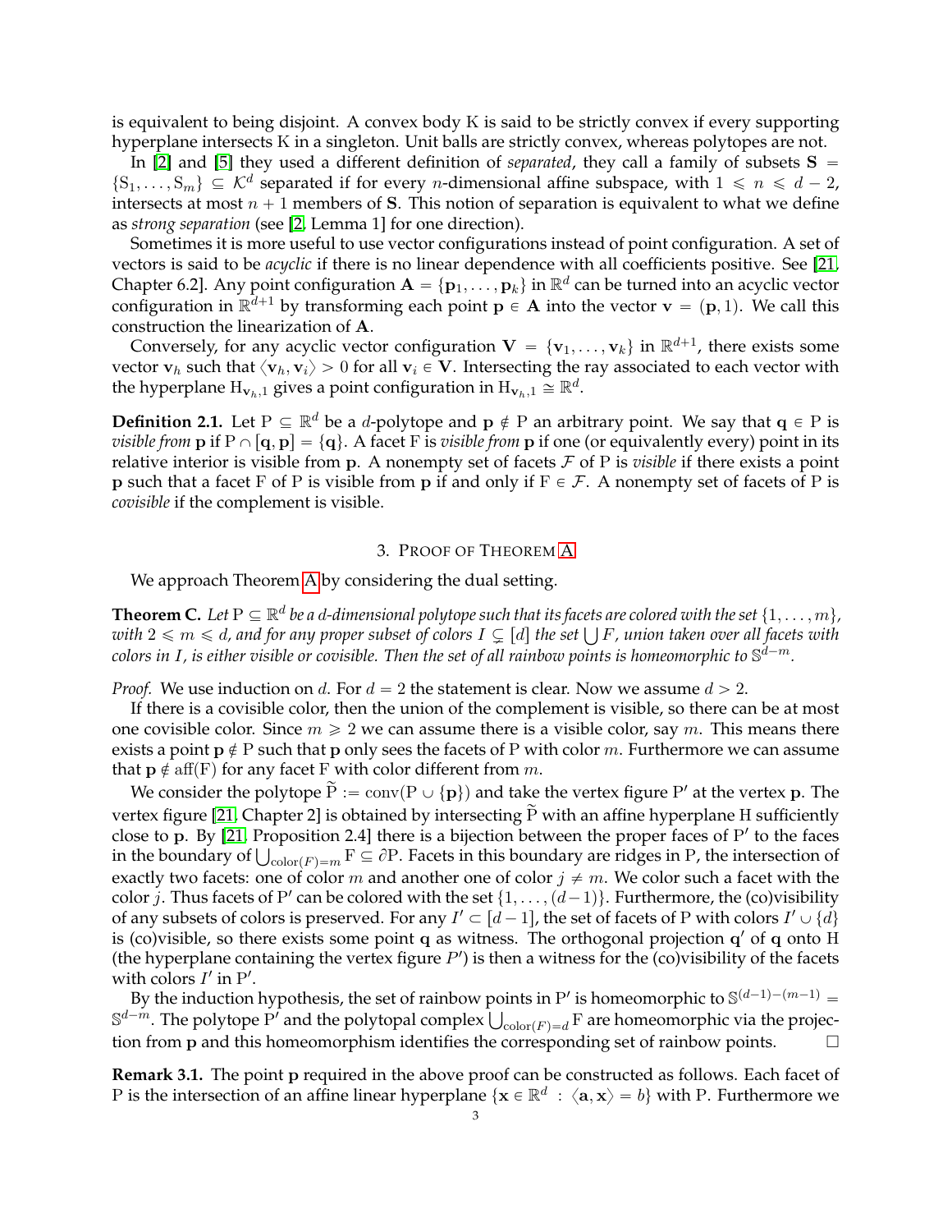is equivalent to being disjoint. A convex body K is said to be strictly convex if every supporting hyperplane intersects K in a singleton. Unit balls are strictly convex, whereas polytopes are not.

In [2] and [5] they used a different definition of *separated*, they call a family of subsets $\mathbf{S} = \{\mathrm{S}_1, \ldots, \mathrm{S}_m\} \subseteq \mathcal{K}^d$ separated if for every $n$-dimensional affine subspace, with $1 \leqslant n \leqslant d-2$, intersects at most $n+1$ members of $\mathbf{S}$. This notion of separation is equivalent to what we define as *strong separation* (see [2, Lemma 1] for one direction).

Sometimes it is more useful to use vector configurations instead of point configuration. A set of vectors is said to be *acyclic* if there is no linear dependence with all coefficients positive. See [21, Chapter 6.2]. Any point configuration $\mathbf{A} = \{\mathbf{p}_1, \ldots, \mathbf{p}_k\}$ in $\mathbb{R}^d$ can be turned into an acyclic vector configuration in $\mathbb{R}^{d+1}$ by transforming each point $\mathbf{p} \in \mathbf{A}$ into the vector $\mathbf{v} = (\mathbf{p}, 1)$. We call this construction the linearization of $\mathbf{A}$.

Conversely, for any acyclic vector configuration $\mathbf{V} = \{\mathbf{v}_1, \ldots, \mathbf{v}_k\}$ in $\mathbb{R}^{d+1}$, there exists some vector $\mathbf{v}_h$ such that $\langle \mathbf{v}_h, \mathbf{v}_i \rangle > 0$ for all $\mathbf{v}_i \in \mathbf{V}$. Intersecting the ray associated to each vector with the hyperplane $\mathrm{H}_{\mathbf{v}_h,1}$ gives a point configuration in $\mathrm{H}_{\mathbf{v}_h,1} \cong \mathbb{R}^d$.

**Definition 2.1.** Let $\mathrm{P} \subseteq \mathbb{R}^d$ be a $d$-polytope and $\mathbf{p} \notin \mathrm{P}$ an arbitrary point. We say that $\mathbf{q} \in \mathrm{P}$ is *visible from* $\mathbf{p}$ if $\mathrm{P} \cap [\mathbf{q}, \mathbf{p}] = \{\mathbf{q}\}$. A facet F is *visible from* $\mathbf{p}$ if one (or equivalently every) point in its relative interior is visible from $\mathbf{p}$. A nonempty set of facets $\mathcal{F}$ of P is *visible* if there exists a point $\mathbf{p}$ such that a facet F of P is visible from $\mathbf{p}$ if and only if $\mathrm{F} \in \mathcal{F}$. A nonempty set of facets of P is *covisible* if the complement is visible.

## 3. Proof of Theorem A

We approach Theorem A by considering the dual setting.

**Theorem C.** *Let $\mathrm{P} \subseteq \mathbb{R}^d$ be a $d$-dimensional polytope such that its facets are colored with the set $\{1, \ldots, m\}$, with $2 \leqslant m \leqslant d$, and for any proper subset of colors $I \subsetneq [d]$ the set $\bigcup F$, union taken over all facets with colors in $I$, is either visible or covisible. Then the set of all rainbow points is homeomorphic to $\mathbb{S}^{d-m}$.*

*Proof.* We use induction on $d$. For $d = 2$ the statement is clear. Now we assume $d > 2$.

If there is a covisible color, then the union of the complement is visible, so there can be at most one covisible color. Since $m \geqslant 2$ we can assume there is a visible color, say $m$. This means there exists a point $\mathbf{p} \notin \mathrm{P}$ such that $\mathbf{p}$ only sees the facets of P with color $m$. Furthermore we can assume that $\mathbf{p} \notin \mathrm{aff}(\mathrm{F})$ for any facet F with color different from $m$.

We consider the polytope $\widetilde{\mathrm{P}} := \mathrm{conv}(\mathrm{P} \cup \{\mathbf{p}\})$ and take the vertex figure $\mathrm{P}'$ at the vertex $\mathbf{p}$. The vertex figure [21, Chapter 2] is obtained by intersecting $\widetilde{\mathrm{P}}$ with an affine hyperplane H sufficiently close to $\mathbf{p}$. By [21, Proposition 2.4] there is a bijection between the proper faces of $\mathrm{P}'$ to the faces in the boundary of $\bigcup_{\mathrm{color}(F)=m} \mathrm{F} \subseteq \partial\mathrm{P}$. Facets in this boundary are ridges in P, the intersection of exactly two facets: one of color $m$ and another one of color $j \neq m$. We color such a facet with the color $j$. Thus facets of $\mathrm{P}'$ can be colored with the set $\{1, \ldots, (d-1)\}$. Furthermore, the (co)visibility of any subsets of colors is preserved. For any $I' \subset [d-1]$, the set of facets of P with colors $I' \cup \{d\}$ is (co)visible, so there exists some point $\mathbf{q}$ as witness. The orthogonal projection $\mathbf{q}'$ of $\mathbf{q}$ onto H (the hyperplane containing the vertex figure $P'$) is then a witness for the (co)visibility of the facets with colors $I'$ in $\mathrm{P}'$.

By the induction hypothesis, the set of rainbow points in $\mathrm{P}'$ is homeomorphic to $\mathbb{S}^{(d-1)-(m-1)} = \mathbb{S}^{d-m}$. The polytope $\mathrm{P}'$ and the polytopal complex $\bigcup_{\mathrm{color}(F)=d} \mathrm{F}$ are homeomorphic via the projection from $\mathbf{p}$ and this homeomorphism identifies the corresponding set of rainbow points. $\square$

**Remark 3.1.** The point $\mathbf{p}$ required in the above proof can be constructed as follows. Each facet of P is the intersection of an affine linear hyperplane $\{\mathbf{x} \in \mathbb{R}^d \,:\, \langle \mathbf{a}, \mathbf{x} \rangle = b\}$ with P. Furthermore we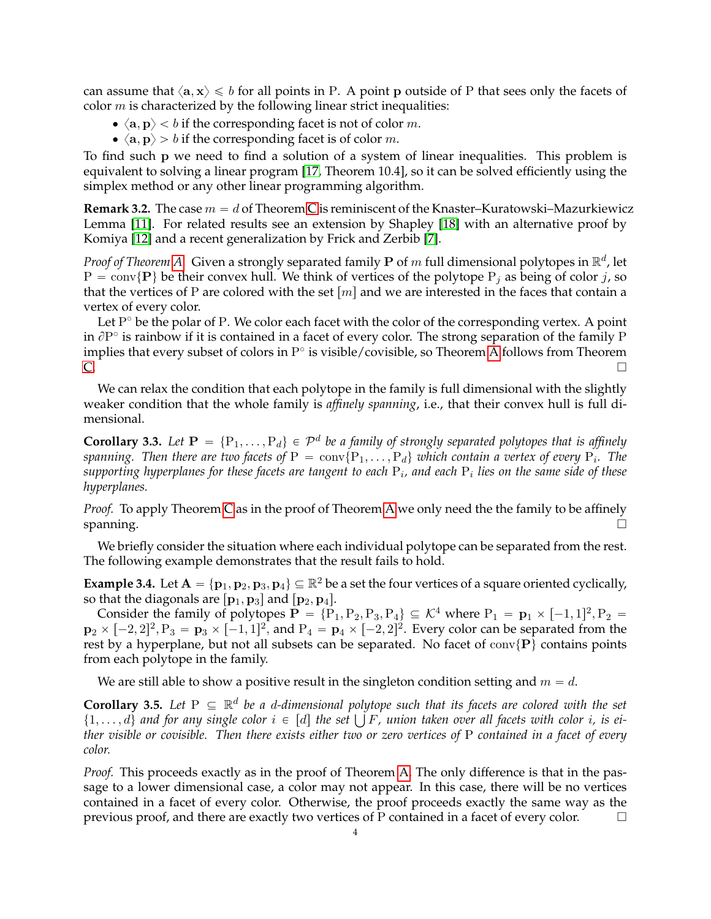can assume that $\langle \mathbf{a}, \mathbf{x} \rangle \leqslant b$ for all points in $\mathrm{P}$. A point $\mathbf{p}$ outside of $\mathrm{P}$ that sees only the facets of color $m$ is characterized by the following linear strict inequalities:

- $\langle \mathbf{a}, \mathbf{p} \rangle < b$ if the corresponding facet is not of color $m$.
- $\langle \mathbf{a}, \mathbf{p} \rangle > b$ if the corresponding facet is of color $m$.

To find such $\mathbf{p}$ we need to find a solution of a system of linear inequalities. This problem is equivalent to solving a linear program [17, Theorem 10.4], so it can be solved efficiently using the simplex method or any other linear programming algorithm.

**Remark 3.2.** The case $m = d$ of Theorem C is reminiscent of the Knaster–Kuratowski–Mazurkiewicz Lemma [11]. For related results see an extension by Shapley [18] with an alternative proof by Komiya [12] and a recent generalization by Frick and Zerbib [7].

*Proof of Theorem A.* Given a strongly separated family $\mathbf{P}$ of $m$ full dimensional polytopes in $\mathbb{R}^d$, let $\mathrm{P} = \operatorname{conv}\{\mathbf{P}\}$ be their convex hull. We think of vertices of the polytope $\mathrm{P}_j$ as being of color $j$, so that the vertices of $\mathrm{P}$ are colored with the set $[m]$ and we are interested in the faces that contain a vertex of every color.

Let $\mathrm{P}^\circ$ be the polar of $\mathrm{P}$. We color each facet with the color of the corresponding vertex. A point in $\partial \mathrm{P}^\circ$ is rainbow if it is contained in a facet of every color. The strong separation of the family $\mathrm{P}$ implies that every subset of colors in $\mathrm{P}^\circ$ is visible/covisible, so Theorem A follows from Theorem C. □

We can relax the condition that each polytope in the family is full dimensional with the slightly weaker condition that the whole family is *affinely spanning*, i.e., that their convex hull is full dimensional.

**Corollary 3.3.** *Let $\mathbf{P} = \{\mathrm{P}_1, \ldots, \mathrm{P}_d\} \in \mathcal{P}^d$ be a family of strongly separated polytopes that is affinely spanning. Then there are two facets of $\mathrm{P} = \operatorname{conv}\{\mathrm{P}_1, \ldots, \mathrm{P}_d\}$ which contain a vertex of every $\mathrm{P}_i$. The supporting hyperplanes for these facets are tangent to each $\mathrm{P}_i$, and each $\mathrm{P}_i$ lies on the same side of these hyperplanes.*

*Proof.* To apply Theorem C as in the proof of Theorem A we only need the the family to be affinely spanning. □

We briefly consider the situation where each individual polytope can be separated from the rest. The following example demonstrates that the result fails to hold.

**Example 3.4.** Let $\mathbf{A} = \{\mathbf{p}_1, \mathbf{p}_2, \mathbf{p}_3, \mathbf{p}_4\} \subseteq \mathbb{R}^2$ be a set the four vertices of a square oriented cyclically, so that the diagonals are $[\mathbf{p}_1, \mathbf{p}_3]$ and $[\mathbf{p}_2, \mathbf{p}_4]$.

Consider the family of polytopes $\mathbf{P} = \{\mathrm{P}_1, \mathrm{P}_2, \mathrm{P}_3, \mathrm{P}_4\} \subseteq \mathcal{K}^4$ where $\mathrm{P}_1 = \mathbf{p}_1 \times [-1, 1]^2, \mathrm{P}_2 = \mathbf{p}_2 \times [-2, 2]^2, \mathrm{P}_3 = \mathbf{p}_3 \times [-1, 1]^2$, and $\mathrm{P}_4 = \mathbf{p}_4 \times [-2, 2]^2$. Every color can be separated from the rest by a hyperplane, but not all subsets can be separated. No facet of $\operatorname{conv}\{\mathbf{P}\}$ contains points from each polytope in the family.

We are still able to show a positive result in the singleton condition setting and $m = d$.

**Corollary 3.5.** *Let $\mathrm{P} \subseteq \mathbb{R}^d$ be a $d$-dimensional polytope such that its facets are colored with the set $\{1, \ldots, d\}$ and for any single color $i \in [d]$ the set $\bigcup F$, union taken over all facets with color $i$, is either visible or covisible. Then there exists either two or zero vertices of $\mathrm{P}$ contained in a facet of every color.*

*Proof.* This proceeds exactly as in the proof of Theorem A. The only difference is that in the passage to a lower dimensional case, a color may not appear. In this case, there will be no vertices contained in a facet of every color. Otherwise, the proof proceeds exactly the same way as the previous proof, and there are exactly two vertices of $\mathrm{P}$ contained in a facet of every color. □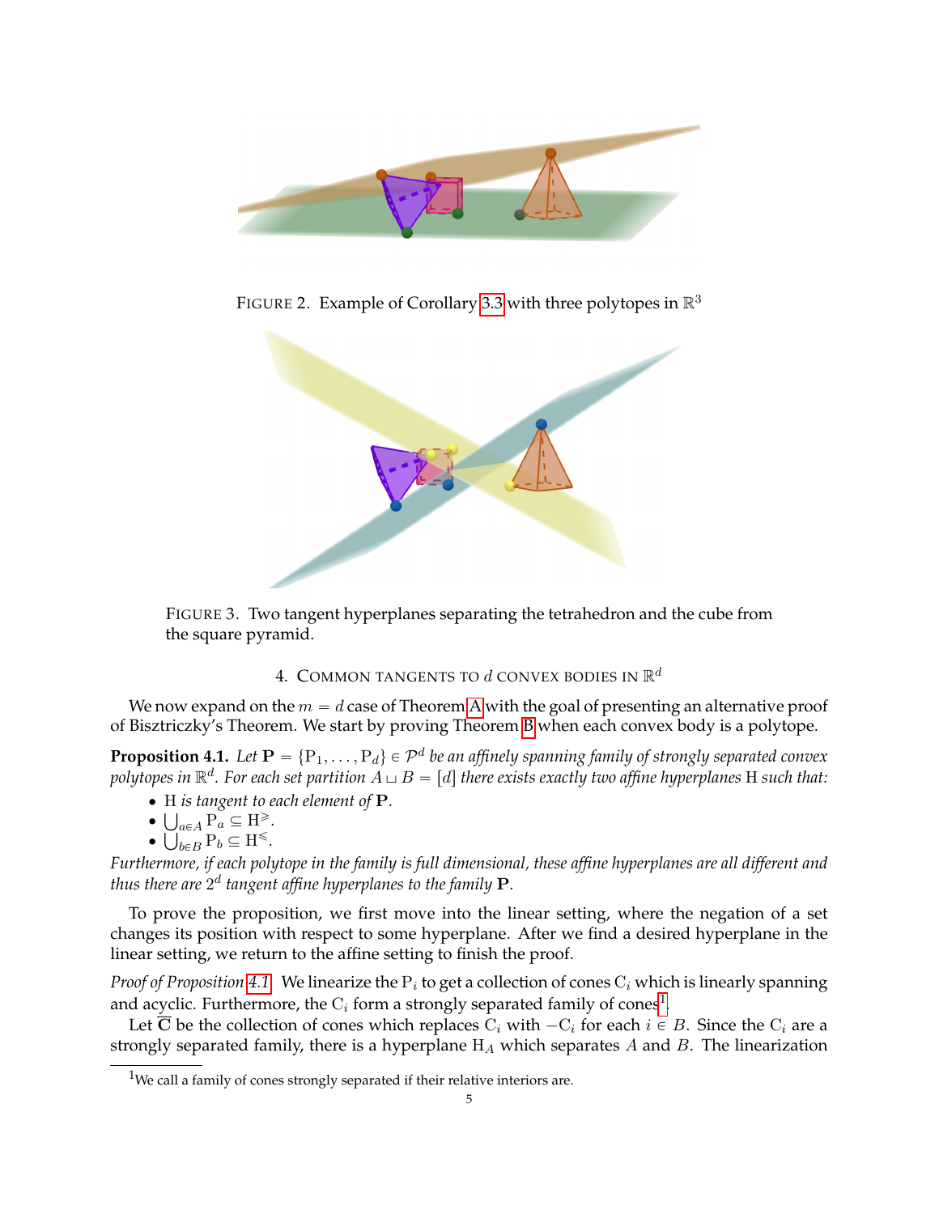FIGURE 2. Example of Corollary 3.3 with three polytopes in $\mathbb{R}^3$

FIGURE 3. Two tangent hyperplanes separating the tetrahedron and the cube from the square pyramid.

## 4. Common tangents to $d$ convex bodies in $\mathbb{R}^d$

We now expand on the $m = d$ case of Theorem A with the goal of presenting an alternative proof of Bisztriczky's Theorem. We start by proving Theorem B when each convex body is a polytope.

**Proposition 4.1.** *Let $\mathbf{P} = \{\mathrm{P}_1, \ldots, \mathrm{P}_d\} \in \mathcal{P}^d$ be an affinely spanning family of strongly separated convex polytopes in $\mathbb{R}^d$. For each set partition $A \sqcup B = [d]$ there exists exactly two affine hyperplanes $\mathrm{H}$ such that:*

- *$\mathrm{H}$ is tangent to each element of $\mathbf{P}$.*
- *$\bigcup_{a \in A} \mathrm{P}_a \subseteq \mathrm{H}^{\geqslant}$.*
- *$\bigcup_{b \in B} \mathrm{P}_b \subseteq \mathrm{H}^{\leqslant}$.*

*Furthermore, if each polytope in the family is full dimensional, these affine hyperplanes are all different and thus there are $2^d$ tangent affine hyperplanes to the family $\mathbf{P}$.*

To prove the proposition, we first move into the linear setting, where the negation of a set changes its position with respect to some hyperplane. After we find a desired hyperplane in the linear setting, we return to the affine setting to finish the proof.

*Proof of Proposition 4.1.* We linearize the $\mathrm{P}_i$ to get a collection of cones $\mathrm{C}_i$ which is linearly spanning and acyclic. Furthermore, the $\mathrm{C}_i$ form a strongly separated family of cones[1].

Let $\overline{\mathbf{C}}$ be the collection of cones which replaces $\mathrm{C}_i$ with $-\mathrm{C}_i$ for each $i \in B$. Since the $\mathrm{C}_i$ are a strongly separated family, there is a hyperplane $\mathrm{H}_A$ which separates $A$ and $B$. The linearization

[1] We call a family of cones strongly separated if their relative interiors are.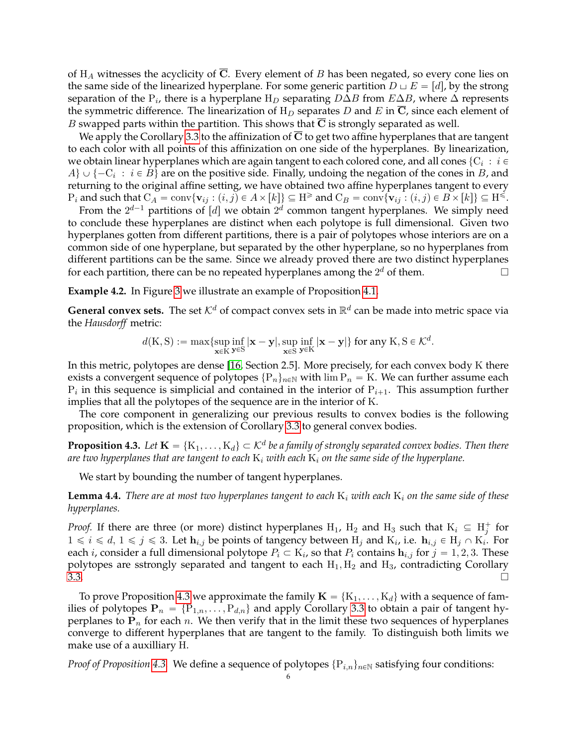of $\mathrm{H}_A$ witnesses the acyclicity of $\overline{\mathbf{C}}$. Every element of $B$ has been negated, so every cone lies on the same side of the linearized hyperplane. For some generic partition $D \sqcup E = [d]$, by the strong separation of the $\mathrm{P}_i$, there is a hyperplane $\mathrm{H}_D$ separating $D\Delta B$ from $E\Delta B$, where $\Delta$ represents the symmetric difference. The linearization of $\mathrm{H}_D$ separates $D$ and $E$ in $\overline{\mathbf{C}}$, since each element of $B$ swapped parts within the partition. This shows that $\overline{\mathbf{C}}$ is strongly separated as well.

We apply the Corollary 3.3 to the affinization of $\overline{\mathbf{C}}$ to get two affine hyperplanes that are tangent to each color with all points of this affinization on one side of the hyperplanes. By linearization, we obtain linear hyperplanes which are again tangent to each colored cone, and all cones $\{\mathrm{C}_i : i \in A\} \cup \{-\mathrm{C}_i : i \in B\}$ are on the positive side. Finally, undoing the negation of the cones in $B$, and returning to the original affine setting, we have obtained two affine hyperplanes tangent to every $\mathrm{P}_i$ and such that $\mathrm{C}_A = \mathrm{conv}\{\mathbf{v}_{ij} : (i,j) \in A \times [k]\} \subseteq \mathrm{H}^{\geqslant}$ and $\mathrm{C}_B = \mathrm{conv}\{\mathbf{v}_{ij} : (i,j) \in B \times [k]\} \subseteq \mathrm{H}^{\leqslant}$.

From the $2^{d-1}$ partitions of $[d]$ we obtain $2^d$ common tangent hyperplanes. We simply need to conclude these hyperplanes are distinct when each polytope is full dimensional. Given two hyperplanes gotten from different partitions, there is a pair of polytopes whose interiors are on a common side of one hyperplane, but separated by the other hyperplane, so no hyperplanes from different partitions can be the same. Since we already proved there are two distinct hyperplanes for each partition, there can be no repeated hyperplanes among the $2^d$ of them. □

**Example 4.2.** In Figure 3 we illustrate an example of Proposition 4.1.

**General convex sets.** The set $\mathcal{K}^d$ of compact convex sets in $\mathbb{R}^d$ can be made into metric space via the *Hausdorff* metric:

$$d(\mathrm{K}, \mathrm{S}) := \max\{\sup_{\mathbf{x}\in \mathrm{K}} \inf_{\mathbf{y}\in \mathrm{S}} |\mathbf{x} - \mathbf{y}|, \sup_{\mathbf{x}\in \mathrm{S}} \inf_{\mathbf{y}\in \mathrm{K}} |\mathbf{x} - \mathbf{y}|\} \text{ for any } \mathrm{K}, \mathrm{S} \in \mathcal{K}^d.$$

In this metric, polytopes are dense [16, Section 2.5]. More precisely, for each convex body K there exists a convergent sequence of polytopes $\{\mathrm{P}_n\}_{n\in\mathbb{N}}$ with $\lim \mathrm{P}_n = \mathrm{K}$. We can further assume each $\mathrm{P}_i$ in this sequence is simplicial and contained in the interior of $\mathrm{P}_{i+1}$. This assumption further implies that all the polytopes of the sequence are in the interior of K.

The core component in generalizing our previous results to convex bodies is the following proposition, which is the extension of Corollary 3.3 to general convex bodies.

**Proposition 4.3.** *Let $\mathbf{K} = \{\mathrm{K}_1, \ldots, \mathrm{K}_d\} \subset \mathcal{K}^d$ be a family of strongly separated convex bodies. Then there are two hyperplanes that are tangent to each $\mathrm{K}_i$ with each $\mathrm{K}_i$ on the same side of the hyperplane.*

We start by bounding the number of tangent hyperplanes.

**Lemma 4.4.** *There are at most two hyperplanes tangent to each $\mathrm{K}_i$ with each $\mathrm{K}_i$ on the same side of these hyperplanes.*

*Proof.* If there are three (or more) distinct hyperplanes $\mathrm{H}_1$, $\mathrm{H}_2$ and $\mathrm{H}_3$ such that $\mathrm{K}_i \subseteq \mathrm{H}_j^+$ for $1 \leqslant i \leqslant d$, $1 \leqslant j \leqslant 3$. Let $\mathbf{h}_{i,j}$ be points of tangency between $\mathrm{H}_j$ and $\mathrm{K}_i$, i.e. $\mathbf{h}_{i,j} \in \mathrm{H}_j \cap \mathrm{K}_i$. For each $i$, consider a full dimensional polytope $P_i \subset \mathrm{K}_i$, so that $P_i$ contains $\mathbf{h}_{i,j}$ for $j = 1, 2, 3$. These polytopes are sstrongly separated and tangent to each $\mathrm{H}_1, \mathrm{H}_2$ and $\mathrm{H}_3$, contradicting Corollary 3.3. □

To prove Proposition 4.3 we approximate the family $\mathbf{K} = \{\mathrm{K}_1, \ldots, \mathrm{K}_d\}$ with a sequence of families of polytopes $\mathbf{P}_n = \{\mathrm{P}_{1,n}, \ldots, \mathrm{P}_{d,n}\}$ and apply Corollary 3.3 to obtain a pair of tangent hyperplanes to $\mathbf{P}_n$ for each $n$. We then verify that in the limit these two sequences of hyperplanes converge to different hyperplanes that are tangent to the family. To distinguish both limits we make use of a auxilliary H.

*Proof of Proposition 4.3.* We define a sequence of polytopes $\{\mathrm{P}_{i,n}\}_{n\in\mathbb{N}}$ satisfying four conditions: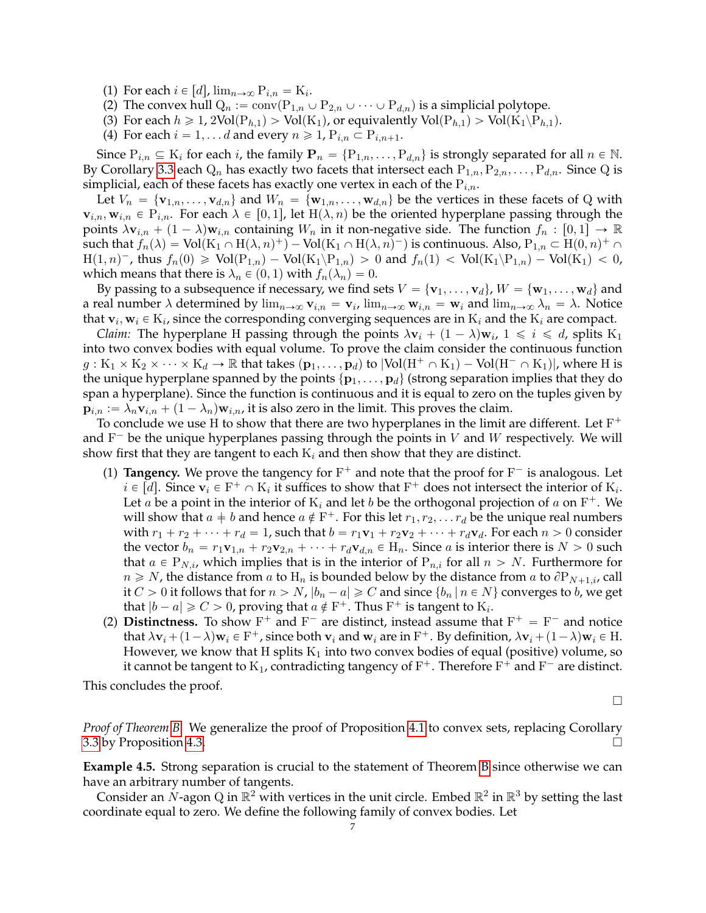(1) For each $i \in [d]$, $\lim_{n\to\infty} \mathrm{P}_{i,n} = \mathrm{K}_i$.
(2) The convex hull $\mathrm{Q}_n := \mathrm{conv}(\mathrm{P}_{1,n} \cup \mathrm{P}_{2,n} \cup \cdots \cup \mathrm{P}_{d,n})$ is a simplicial polytope.
(3) For each $h \geqslant 1$, $2\mathrm{Vol}(\mathrm{P}_{h,1}) > \mathrm{Vol}(\mathrm{K}_1)$, or equivalently $\mathrm{Vol}(\mathrm{P}_{h,1}) > \mathrm{Vol}(\mathrm{K}_1 \backslash \mathrm{P}_{h,1})$.
(4) For each $i = 1, \ldots d$ and every $n \geqslant 1$, $\mathrm{P}_{i,n} \subset \mathrm{P}_{i,n+1}$.

Since $\mathrm{P}_{i,n} \subseteq \mathrm{K}_i$ for each $i$, the family $\mathbf{P}_n = \{\mathrm{P}_{1,n}, \ldots, \mathrm{P}_{d,n}\}$ is strongly separated for all $n \in \mathbb{N}$. By Corollary 3.3 each $\mathrm{Q}_n$ has exactly two facets that intersect each $\mathrm{P}_{1,n}, \mathrm{P}_{2,n}, \ldots, \mathrm{P}_{d,n}$. Since Q is simplicial, each of these facets has exactly one vertex in each of the $\mathrm{P}_{i,n}$.

Let $V_n = \{\mathbf{v}_{1,n}, \ldots, \mathbf{v}_{d,n}\}$ and $W_n = \{\mathbf{w}_{1,n}, \ldots, \mathbf{w}_{d,n}\}$ be the vertices in these facets of Q with $\mathbf{v}_{i,n}, \mathbf{w}_{i,n} \in \mathrm{P}_{i,n}$. For each $\lambda \in [0,1]$, let $\mathrm{H}(\lambda, n)$ be the oriented hyperplane passing through the points $\lambda \mathbf{v}_{i,n} + (1-\lambda)\mathbf{w}_{i,n}$ containing $W_n$ in it non-negative side. The function $f_n : [0,1] \to \mathbb{R}$ such that $f_n(\lambda) = \mathrm{Vol}(\mathrm{K}_1 \cap \mathrm{H}(\lambda,n)^+) - \mathrm{Vol}(\mathrm{K}_1 \cap \mathrm{H}(\lambda,n)^-)$ is continuous. Also, $\mathrm{P}_{1,n} \subset \mathrm{H}(0,n)^+ \cap \mathrm{H}(1,n)^-$, thus $f_n(0) \geqslant \mathrm{Vol}(\mathrm{P}_{1,n}) - \mathrm{Vol}(\mathrm{K}_1 \backslash \mathrm{P}_{1,n}) > 0$ and $f_n(1) < \mathrm{Vol}(\mathrm{K}_1 \backslash \mathrm{P}_{1,n}) - \mathrm{Vol}(\mathrm{K}_1) < 0$, which means that there is $\lambda_n \in (0,1)$ with $f_n(\lambda_n) = 0$.

By passing to a subsequence if necessary, we find sets $V = \{\mathbf{v}_1, \ldots, \mathbf{v}_d\}$, $W = \{\mathbf{w}_1, \ldots, \mathbf{w}_d\}$ and a real number $\lambda$ determined by $\lim_{n\to\infty} \mathbf{v}_{i,n} = \mathbf{v}_i$, $\lim_{n\to\infty} \mathbf{w}_{i,n} = \mathbf{w}_i$ and $\lim_{n\to\infty} \lambda_n = \lambda$. Notice that $\mathbf{v}_i, \mathbf{w}_i \in \mathrm{K}_i$, since the corresponding converging sequences are in $\mathrm{K}_i$ and the $\mathrm{K}_i$ are compact.

*Claim:* The hyperplane H passing through the points $\lambda \mathbf{v}_i + (1-\lambda)\mathbf{w}_i$, $1 \leqslant i \leqslant d$, splits $\mathrm{K}_1$ into two convex bodies with equal volume. To prove the claim consider the continuous function $g : \mathrm{K}_1 \times \mathrm{K}_2 \times \cdots \times \mathrm{K}_d \to \mathbb{R}$ that takes $(\mathbf{p}_1, \ldots, \mathbf{p}_d)$ to $|\mathrm{Vol}(\mathrm{H}^+ \cap \mathrm{K}_1) - \mathrm{Vol}(\mathrm{H}^- \cap \mathrm{K}_1)|$, where H is the unique hyperplane spanned by the points $\{\mathbf{p}_1, \ldots, \mathbf{p}_d\}$ (strong separation implies that they do span a hyperplane). Since the function is continuous and it is equal to zero on the tuples given by $\mathbf{p}_{i,n} := \lambda_n \mathbf{v}_{i,n} + (1-\lambda_n)\mathbf{w}_{i,n}$, it is also zero in the limit. This proves the claim.

To conclude we use H to show that there are two hyperplanes in the limit are different. Let $\mathrm{F}^+$ and $\mathrm{F}^-$ be the unique hyperplanes passing through the points in $V$ and $W$ respectively. We will show first that they are tangent to each $\mathrm{K}_i$ and then show that they are distinct.

(1) **Tangency.** We prove the tangency for $\mathrm{F}^+$ and note that the proof for $\mathrm{F}^-$ is analogous. Let $i \in [d]$. Since $\mathbf{v}_i \in \mathrm{F}^+ \cap \mathrm{K}_i$ it suffices to show that $\mathrm{F}^+$ does not intersect the interior of $\mathrm{K}_i$. Let $a$ be a point in the interior of $\mathrm{K}_i$ and let $b$ be the orthogonal projection of $a$ on $\mathrm{F}^+$. We will show that $a \neq b$ and hence $a \notin \mathrm{F}^+$. For this let $r_1, r_2, \ldots r_d$ be the unique real numbers with $r_1 + r_2 + \cdots + r_d = 1$, such that $b = r_1\mathbf{v}_1 + r_2\mathbf{v}_2 + \cdots + r_d\mathbf{v}_d$. For each $n > 0$ consider the vector $b_n = r_1\mathbf{v}_{1,n} + r_2\mathbf{v}_{2,n} + \cdots + r_d\mathbf{v}_{d,n} \in \mathrm{H}_n$. Since $a$ is interior there is $N > 0$ such that $a \in \mathrm{P}_{N,i}$, which implies that is in the interior of $\mathrm{P}_{n,i}$ for all $n > N$. Furthermore for $n \geqslant N$, the distance from $a$ to $\mathrm{H}_n$ is bounded below by the distance from $a$ to $\partial \mathrm{P}_{N+1,i}$, call it $C > 0$ it follows that for $n > N$, $|b_n - a| \geqslant C$ and since $\{b_n \mid n \in N\}$ converges to $b$, we get that $|b - a| \geqslant C > 0$, proving that $a \notin \mathrm{F}^+$. Thus $\mathrm{F}^+$ is tangent to $\mathrm{K}_i$.

(2) **Distinctness.** To show $\mathrm{F}^+$ and $\mathrm{F}^-$ are distinct, instead assume that $\mathrm{F}^+ = \mathrm{F}^-$ and notice that $\lambda \mathbf{v}_i + (1-\lambda)\mathbf{w}_i \in \mathrm{F}^+$, since both $\mathbf{v}_i$ and $\mathbf{w}_i$ are in $\mathrm{F}^+$. By definition, $\lambda \mathbf{v}_i + (1-\lambda)\mathbf{w}_i \in \mathrm{H}$. However, we know that H splits $\mathrm{K}_1$ into two convex bodies of equal (positive) volume, so it cannot be tangent to $\mathrm{K}_1$, contradicting tangency of $\mathrm{F}^+$. Therefore $\mathrm{F}^+$ and $\mathrm{F}^-$ are distinct.

This concludes the proof. □

*Proof of Theorem B.* We generalize the proof of Proposition 4.1 to convex sets, replacing Corollary 3.3 by Proposition 4.3. □

**Example 4.5.** Strong separation is crucial to the statement of Theorem B since otherwise we can have an arbitrary number of tangents.

Consider an $N$-agon Q in $\mathbb{R}^2$ with vertices in the unit circle. Embed $\mathbb{R}^2$ in $\mathbb{R}^3$ by setting the last coordinate equal to zero. We define the following family of convex bodies. Let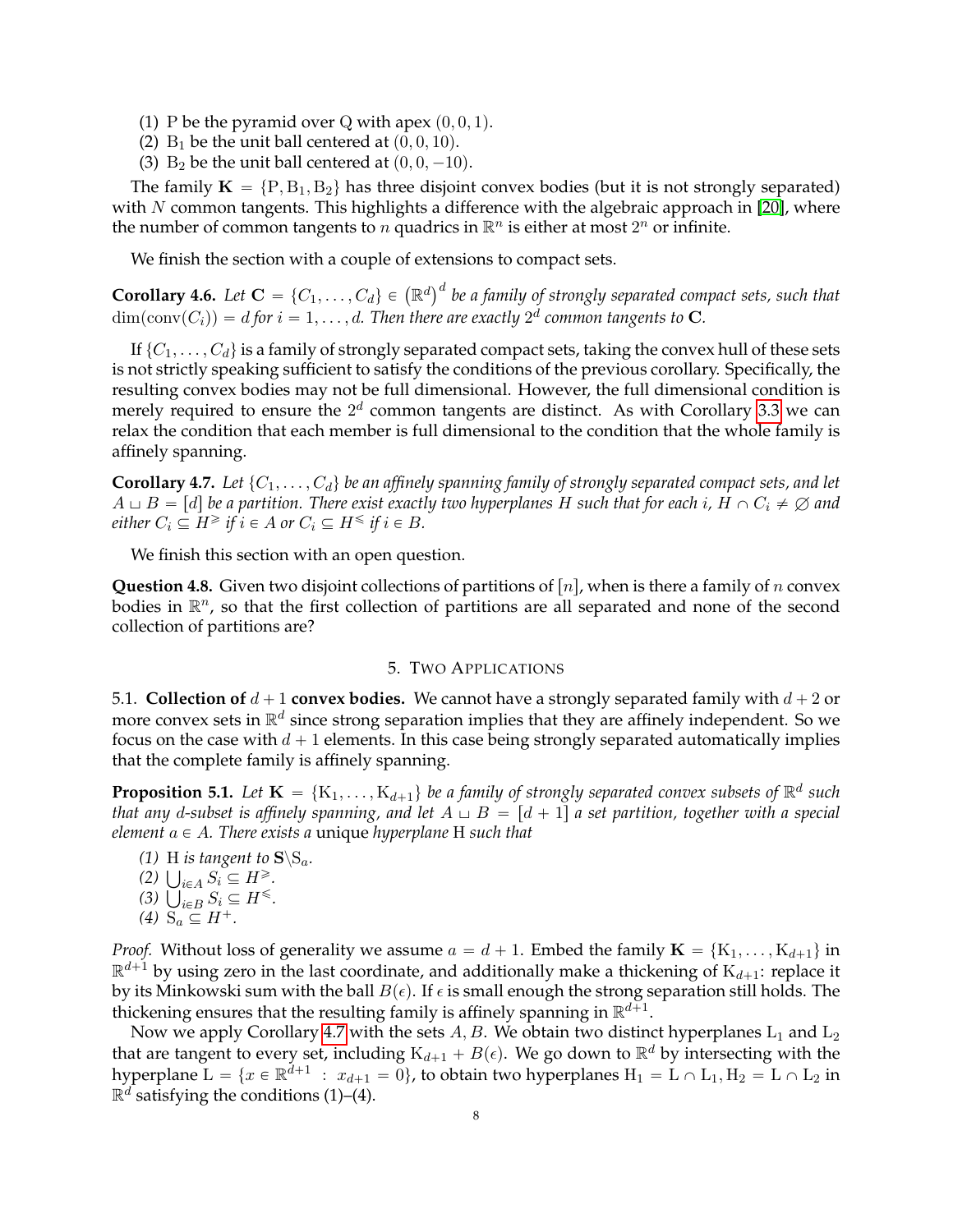(1) $\mathrm{P}$ be the pyramid over $\mathrm{Q}$ with apex $(0, 0, 1)$.
(2) $\mathrm{B}_1$ be the unit ball centered at $(0, 0, 10)$.
(3) $\mathrm{B}_2$ be the unit ball centered at $(0, 0, -10)$.

The family $\mathbf{K} = \{\mathrm{P}, \mathrm{B}_1, \mathrm{B}_2\}$ has three disjoint convex bodies (but it is not strongly separated) with $N$ common tangents. This highlights a difference with the algebraic approach in [20], where the number of common tangents to $n$ quadrics in $\mathbb{R}^n$ is either at most $2^n$ or infinite.

We finish the section with a couple of extensions to compact sets.

**Corollary 4.6.** *Let $\mathbf{C} = \{C_1, \ldots, C_d\} \in (\mathbb{R}^d)^d$ be a family of strongly separated compact sets, such that $\dim(\operatorname{conv}(C_i)) = d$ for $i = 1, \ldots, d$. Then there are exactly $2^d$ common tangents to $\mathbf{C}$.*

If $\{C_1, \ldots, C_d\}$ is a family of strongly separated compact sets, taking the convex hull of these sets is not strictly speaking sufficient to satisfy the conditions of the previous corollary. Specifically, the resulting convex bodies may not be full dimensional. However, the full dimensional condition is merely required to ensure the $2^d$ common tangents are distinct. As with Corollary 3.3 we can relax the condition that each member is full dimensional to the condition that the whole family is affinely spanning.

**Corollary 4.7.** *Let $\{C_1, \ldots, C_d\}$ be an affinely spanning family of strongly separated compact sets, and let $A \sqcup B = [d]$ be a partition. There exist exactly two hyperplanes $H$ such that for each $i$, $H \cap C_i \neq \varnothing$ and either $C_i \subseteq H^{\geqslant}$ if $i \in A$ or $C_i \subseteq H^{\leqslant}$ if $i \in B$.*

We finish this section with an open question.

**Question 4.8.** Given two disjoint collections of partitions of $[n]$, when is there a family of $n$ convex bodies in $\mathbb{R}^n$, so that the first collection of partitions are all separated and none of the second collection of partitions are?

## 5. Two Applications

### 5.1. Collection of $d + 1$ convex bodies.

We cannot have a strongly separated family with $d + 2$ or more convex sets in $\mathbb{R}^d$ since strong separation implies that they are affinely independent. So we focus on the case with $d + 1$ elements. In this case being strongly separated automatically implies that the complete family is affinely spanning.

**Proposition 5.1.** *Let $\mathbf{K} = \{\mathrm{K}_1, \ldots, \mathrm{K}_{d+1}\}$ be a family of strongly separated convex subsets of $\mathbb{R}^d$ such that any $d$-subset is affinely spanning, and let $A \sqcup B = [d + 1]$ a set partition, together with a special element $a \in A$. There exists a* unique *hyperplane $\mathrm{H}$ such that*

*(1) $\mathrm{H}$ is tangent to $\mathbf{S} \backslash \mathrm{S}_a$.*
*(2) $\bigcup_{i \in A} S_i \subseteq H^{\geqslant}$.*
*(3) $\bigcup_{i \in B} S_i \subseteq H^{\leqslant}$.*
*(4) $\mathrm{S}_a \subseteq H^{+}$.*

*Proof.* Without loss of generality we assume $a = d + 1$. Embed the family $\mathbf{K} = \{\mathrm{K}_1, \ldots, \mathrm{K}_{d+1}\}$ in $\mathbb{R}^{d+1}$ by using zero in the last coordinate, and additionally make a thickening of $\mathrm{K}_{d+1}$: replace it by its Minkowski sum with the ball $B(\epsilon)$. If $\epsilon$ is small enough the strong separation still holds. The thickening ensures that the resulting family is affinely spanning in $\mathbb{R}^{d+1}$.

Now we apply Corollary 4.7 with the sets $A, B$. We obtain two distinct hyperplanes $\mathrm{L}_1$ and $\mathrm{L}_2$ that are tangent to every set, including $\mathrm{K}_{d+1} + B(\epsilon)$. We go down to $\mathbb{R}^d$ by intersecting with the hyperplane $\mathrm{L} = \{x \in \mathbb{R}^{d+1} \ : \ x_{d+1} = 0\}$, to obtain two hyperplanes $\mathrm{H}_1 = \mathrm{L} \cap \mathrm{L}_1, \mathrm{H}_2 = \mathrm{L} \cap \mathrm{L}_2$ in $\mathbb{R}^d$ satisfying the conditions (1)–(4).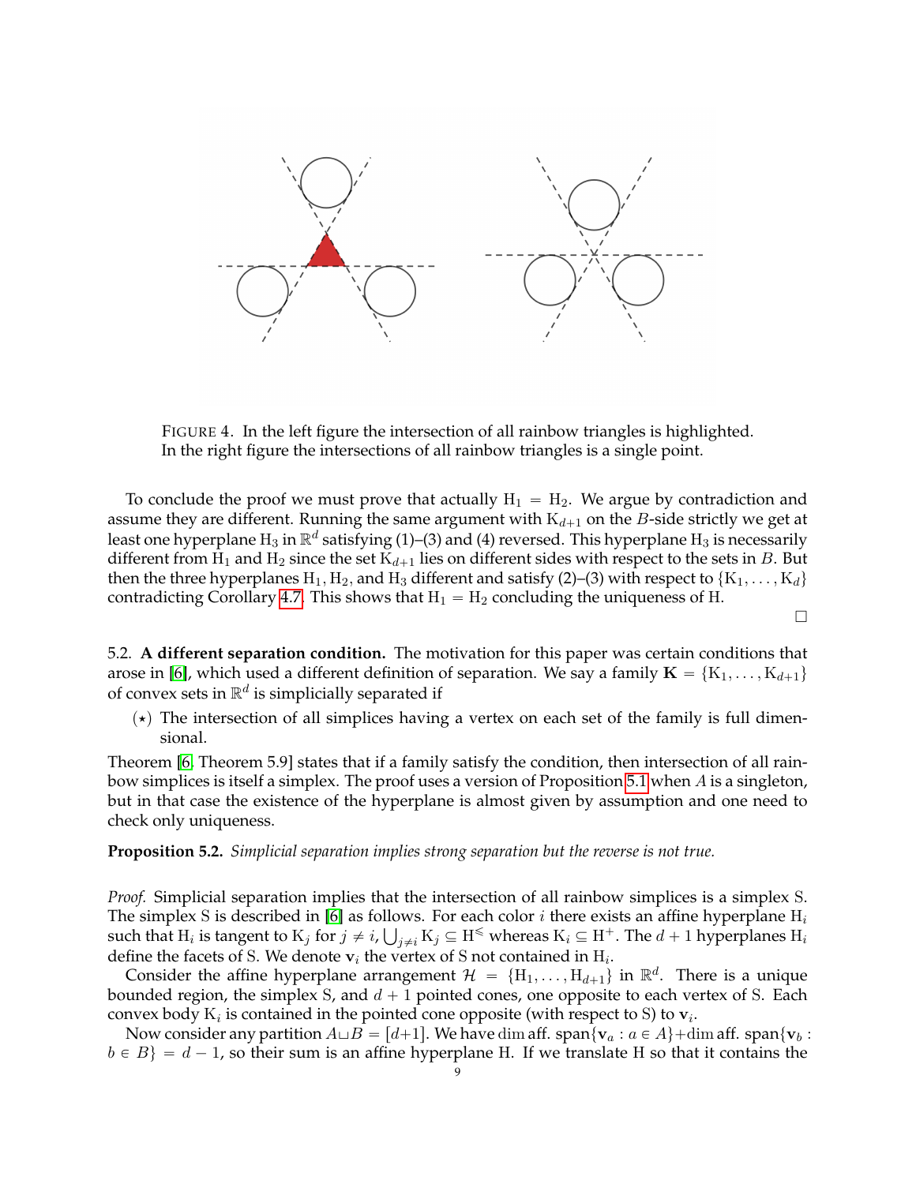FIGURE 4. In the left figure the intersection of all rainbow triangles is highlighted. In the right figure the intersections of all rainbow triangles is a single point.

To conclude the proof we must prove that actually $\mathrm{H}_1 = \mathrm{H}_2$. We argue by contradiction and assume they are different. Running the same argument with $\mathrm{K}_{d+1}$ on the $B$-side strictly we get at least one hyperplane $\mathrm{H}_3$ in $\mathbb{R}^d$ satisfying (1)–(3) and (4) reversed. This hyperplane $\mathrm{H}_3$ is necessarily different from $\mathrm{H}_1$ and $\mathrm{H}_2$ since the set $\mathrm{K}_{d+1}$ lies on different sides with respect to the sets in $B$. But then the three hyperplanes $\mathrm{H}_1, \mathrm{H}_2$, and $\mathrm{H}_3$ different and satisfy (2)–(3) with respect to $\{\mathrm{K}_1, \ldots, \mathrm{K}_d\}$ contradicting Corollary 4.7. This shows that $\mathrm{H}_1 = \mathrm{H}_2$ concluding the uniqueness of H.

□

5.2. **A different separation condition.** The motivation for this paper was certain conditions that arose in [6], which used a different definition of separation. We say a family $\mathbf{K} = \{\mathrm{K}_1, \ldots, \mathrm{K}_{d+1}\}$ of convex sets in $\mathbb{R}^d$ is simplicially separated if

- ($\star$) The intersection of all simplices having a vertex on each set of the family is full dimensional.

Theorem [6, Theorem 5.9] states that if a family satisfy the condition, then intersection of all rainbow simplices is itself a simplex. The proof uses a version of Proposition 5.1 when $A$ is a singleton, but in that case the existence of the hyperplane is almost given by assumption and one need to check only uniqueness.

**Proposition 5.2.** *Simplicial separation implies strong separation but the reverse is not true.*

*Proof.* Simplicial separation implies that the intersection of all rainbow simplices is a simplex S. The simplex S is described in [6] as follows. For each color $i$ there exists an affine hyperplane $\mathrm{H}_i$ such that $\mathrm{H}_i$ is tangent to $\mathrm{K}_j$ for $j \neq i$, $\bigcup_{j \neq i} \mathrm{K}_j \subseteq \mathrm{H}^{\leqslant}$ whereas $\mathrm{K}_i \subseteq \mathrm{H}^{+}$. The $d+1$ hyperplanes $\mathrm{H}_i$ define the facets of S. We denote $\mathbf{v}_i$ the vertex of S not contained in $\mathrm{H}_i$.

Consider the affine hyperplane arrangement $\mathcal{H} = \{\mathrm{H}_1, \ldots, \mathrm{H}_{d+1}\}$ in $\mathbb{R}^d$. There is a unique bounded region, the simplex S, and $d+1$ pointed cones, one opposite to each vertex of S. Each convex body $\mathrm{K}_i$ is contained in the pointed cone opposite (with respect to S) to $\mathbf{v}_i$.

Now consider any partition $A \sqcup B = [d+1]$. We have $\dim \operatorname{aff.\,span}\{\mathbf{v}_a : a \in A\} + \dim \operatorname{aff.\,span}\{\mathbf{v}_b : b \in B\} = d-1$, so their sum is an affine hyperplane H. If we translate H so that it contains the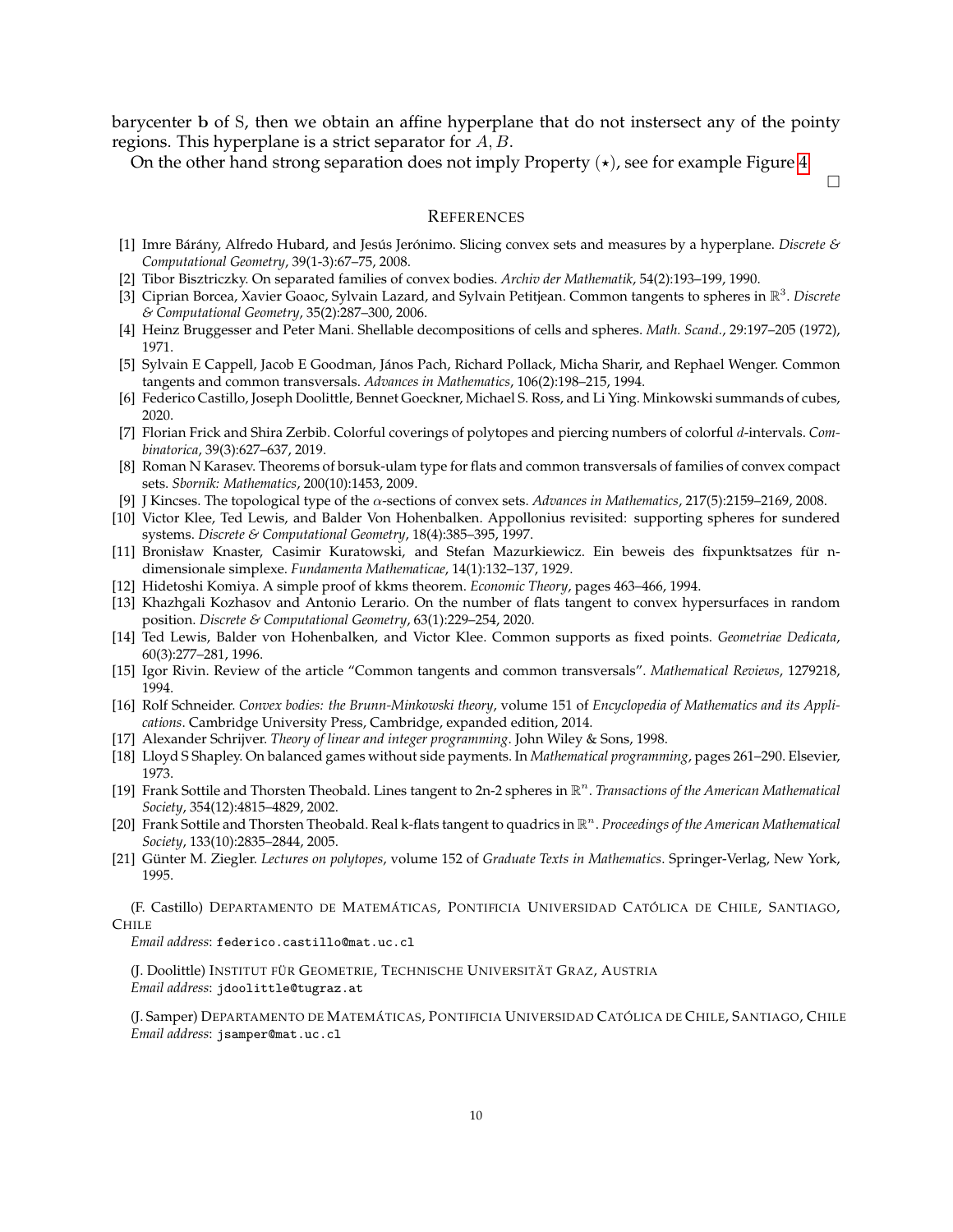barycenter $\mathbf{b}$ of $\mathbb{S}$, then we obtain an affine hyperplane that do not instersect any of the pointy regions. This hyperplane is a strict separator for $A, B$.

On the other hand strong separation does not imply Property $(\star)$, see for example Figure 4. □

## References

[1] Imre Bárány, Alfredo Hubard, and Jesús Jerónimo. Slicing convex sets and measures by a hyperplane. *Discrete & Computational Geometry*, 39(1-3):67–75, 2008.

[2] Tibor Bisztriczky. On separated families of convex bodies. *Archiv der Mathematik*, 54(2):193–199, 1990.

[3] Ciprian Borcea, Xavier Goaoc, Sylvain Lazard, and Sylvain Petitjean. Common tangents to spheres in $\mathbb{R}^3$. *Discrete & Computational Geometry*, 35(2):287–300, 2006.

[4] Heinz Bruggesser and Peter Mani. Shellable decompositions of cells and spheres. *Math. Scand.*, 29:197–205 (1972), 1971.

[5] Sylvain E Cappell, Jacob E Goodman, János Pach, Richard Pollack, Micha Sharir, and Rephael Wenger. Common tangents and common transversals. *Advances in Mathematics*, 106(2):198–215, 1994.

[6] Federico Castillo, Joseph Doolittle, Bennet Goeckner, Michael S. Ross, and Li Ying. Minkowski summands of cubes, 2020.

[7] Florian Frick and Shira Zerbib. Colorful coverings of polytopes and piercing numbers of colorful $d$-intervals. *Combinatorica*, 39(3):627–637, 2019.

[8] Roman N Karasev. Theorems of borsuk-ulam type for flats and common transversals of families of convex compact sets. *Sbornik: Mathematics*, 200(10):1453, 2009.

[9] J Kincses. The topological type of the $\alpha$-sections of convex sets. *Advances in Mathematics*, 217(5):2159–2169, 2008.

[10] Victor Klee, Ted Lewis, and Balder Von Hohenbalken. Appollonius revisited: supporting spheres for sundered systems. *Discrete & Computational Geometry*, 18(4):385–395, 1997.

[11] Bronisław Knaster, Casimir Kuratowski, and Stefan Mazurkiewicz. Ein beweis des fixpunktsatzes für n-dimensionale simplexe. *Fundamenta Mathematicae*, 14(1):132–137, 1929.

[12] Hidetoshi Komiya. A simple proof of kkms theorem. *Economic Theory*, pages 463–466, 1994.

[13] Khazhgali Kozhasov and Antonio Lerario. On the number of flats tangent to convex hypersurfaces in random position. *Discrete & Computational Geometry*, 63(1):229–254, 2020.

[14] Ted Lewis, Balder von Hohenbalken, and Victor Klee. Common supports as fixed points. *Geometriae Dedicata*, 60(3):277–281, 1996.

[15] Igor Rivin. Review of the article "Common tangents and common transversals". *Mathematical Reviews*, 1279218, 1994.

[16] Rolf Schneider. *Convex bodies: the Brunn-Minkowski theory*, volume 151 of *Encyclopedia of Mathematics and its Applications*. Cambridge University Press, Cambridge, expanded edition, 2014.

[17] Alexander Schrijver. *Theory of linear and integer programming*. John Wiley & Sons, 1998.

[18] Lloyd S Shapley. On balanced games without side payments. In *Mathematical programming*, pages 261–290. Elsevier, 1973.

[19] Frank Sottile and Thorsten Theobald. Lines tangent to 2n-2 spheres in $\mathbb{R}^n$. *Transactions of the American Mathematical Society*, 354(12):4815–4829, 2002.

[20] Frank Sottile and Thorsten Theobald. Real k-flats tangent to quadrics in $\mathbb{R}^n$. *Proceedings of the American Mathematical Society*, 133(10):2835–2844, 2005.

[21] Günter M. Ziegler. *Lectures on polytopes*, volume 152 of *Graduate Texts in Mathematics*. Springer-Verlag, New York, 1995.

(F. Castillo) Departamento de Matemáticas, Pontificia Universidad Católica de Chile, Santiago, Chile
*Email address*: federico.castillo@mat.uc.cl

(J. Doolittle) Institut für Geometrie, Technische Universität Graz, Austria
*Email address*: jdoolittle@tugraz.at

(J. Samper) Departamento de Matemáticas, Pontificia Universidad Católica de Chile, Santiago, Chile
*Email address*: jsamper@mat.uc.cl